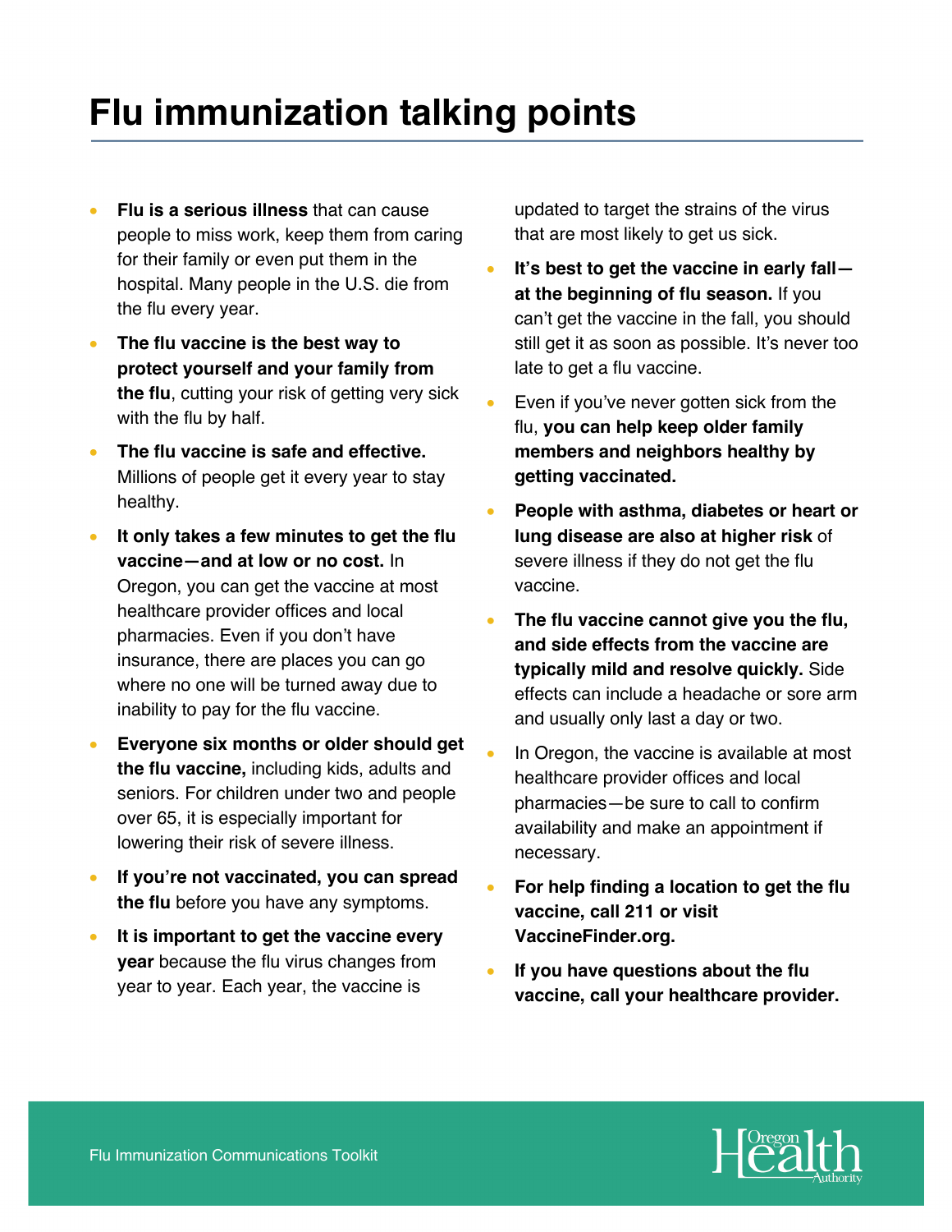# Flu immunization talking points

- **Flu is a serious illness** that can cause people to miss work, keep them from caring for their family or even put them in the hospital. Many people in the U.S. die from the flu every year.
- **The flu vaccine is the best way to protect yourself and your family from the flu**, cutting your risk of getting very sick with the flu by half.
- **The flu vaccine is safe and effective.** Millions of people get it every year to stay healthy.
- **It only takes a few minutes to get the flu vaccine—and at low or no cost.** In Oregon, you can get the vaccine at most healthcare provider offices and local pharmacies. Even if you don't have insurance, there are places you can go where no one will be turned away due to inability to pay for the flu vaccine.
- **Everyone six months or older should get the flu vaccine,** including kids, adults and seniors. For children under two and people over 65, it is especially important for lowering their risk of severe illness.
- **If you're not vaccinated, you can spread the flu** before you have any symptoms.
- **It is important to get the vaccine every year** because the flu virus changes from year to year. Each year, the vaccine is updated to target the strains of the virus that are most likely to get us sick.
- **It's best to get the vaccine in early fall—at the beginning of flu season.** If you can't get the vaccine in the fall, you should still get it as soon as possible. It's never too late to get a flu vaccine.
- Even if you've never gotten sick from the flu, **you can help keep older family members and neighbors healthy by getting vaccinated.**
- **People with asthma, diabetes or heart or lung disease are also at higher risk** of severe illness if they do not get the flu vaccine.
- **The flu vaccine cannot give you the flu, and side effects from the vaccine are typically mild and resolve quickly.** Side effects can include a headache or sore arm and usually only last a day or two.
- In Oregon, the vaccine is available at most healthcare provider offices and local pharmacies—be sure to call to confirm availability and make an appointment if necessary.
- **For help finding a location to get the flu vaccine, call 211 or visit VaccineFinder.org.**
- **If you have questions about the flu vaccine, call your healthcare provider.**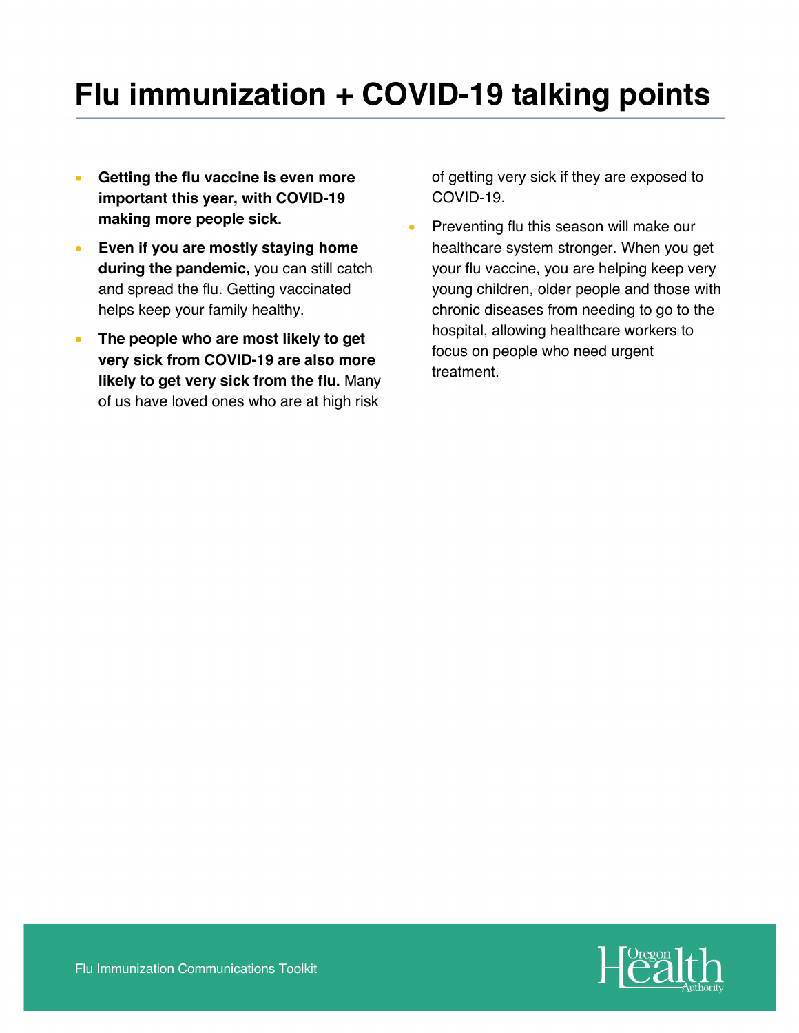# Flu immunization + COVID-19 talking points

- **Getting the flu vaccine is even more important this year, with COVID-19 making more people sick.**
- **Even if you are mostly staying home during the pandemic,** you can still catch and spread the flu. Getting vaccinated helps keep your family healthy.
- **The people who are most likely to get very sick from COVID-19 are also more likely to get very sick from the flu.** Many of us have loved ones who are at high risk of getting very sick if they are exposed to COVID-19.
- Preventing flu this season will make our healthcare system stronger. When you get your flu vaccine, you are helping keep very young children, older people and those with chronic diseases from needing to go to the hospital, allowing healthcare workers to focus on people who need urgent treatment.